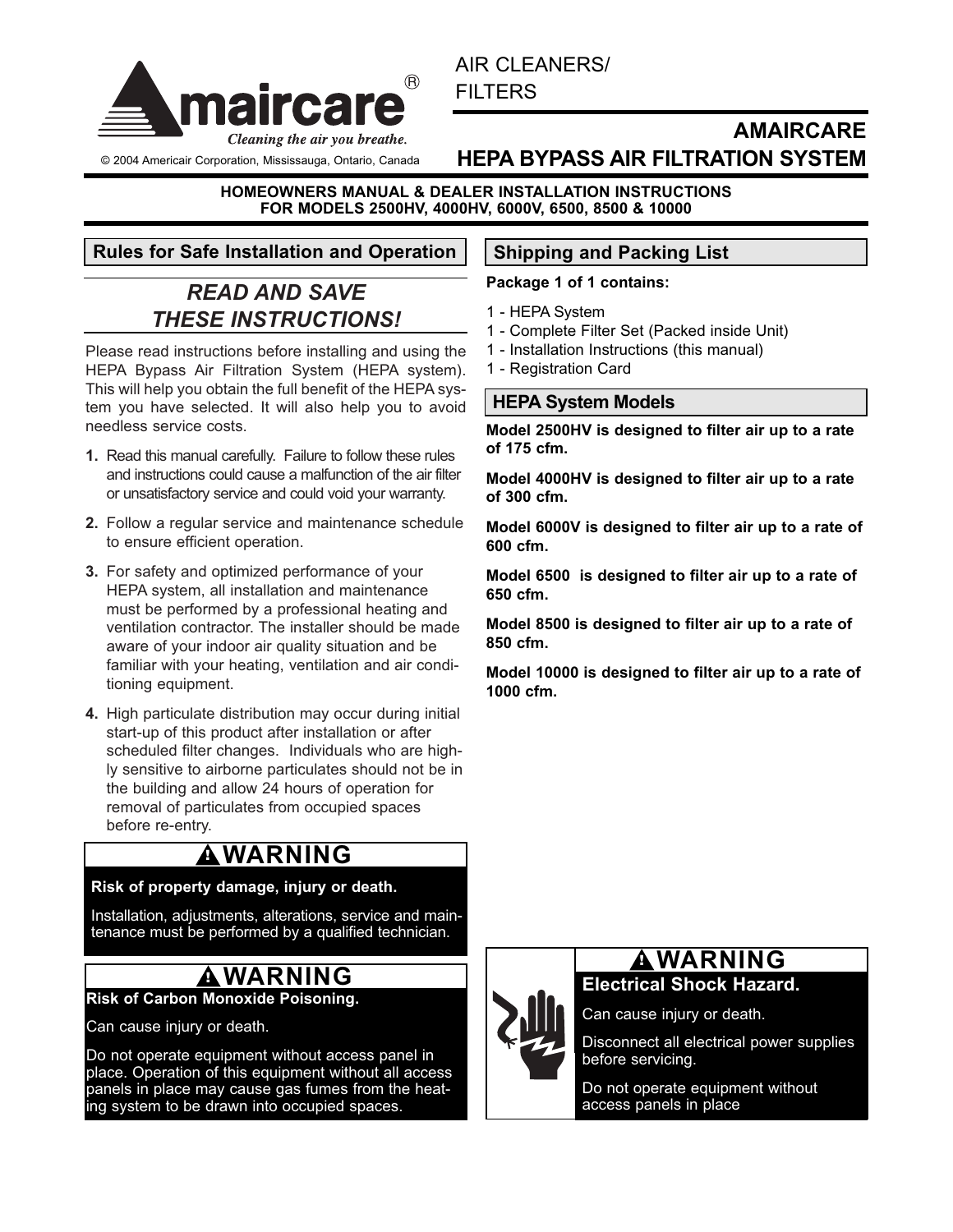**amaircare®**
*Cleaning the air you breathe.*

© 2004 Americair Corporation, Mississauga, Ontario, Canada

AIR CLEANERS/
FILTERS

# AMAIRCARE HEPA BYPASS AIR FILTRATION SYSTEM

**HOMEOWNERS MANUAL & DEALER INSTALLATION INSTRUCTIONS FOR MODELS 2500HV, 4000HV, 6000V, 6500, 8500 & 10000**

## Rules for Safe Installation and Operation

### *READ AND SAVE THESE INSTRUCTIONS!*

Please read instructions before installing and using the HEPA Bypass Air Filtration System (HEPA system). This will help you obtain the full benefit of the HEPA system you have selected. It will also help you to avoid needless service costs.

1. Read this manual carefully. Failure to follow these rules and instructions could cause a malfunction of the air filter or unsatisfactory service and could void your warranty.
2. Follow a regular service and maintenance schedule to ensure efficient operation.
3. For safety and optimized performance of your HEPA system, all installation and maintenance must be performed by a professional heating and ventilation contractor. The installer should be made aware of your indoor air quality situation and be familiar with your heating, ventilation and air conditioning equipment.
4. High particulate distribution may occur during initial start-up of this product after installation or after scheduled filter changes. Individuals who are highly sensitive to airborne particulates should not be in the building and allow 24 hours of operation for removal of particulates from occupied spaces before re-entry.

**⚠ WARNING**

**Risk of property damage, injury or death.**

Installation, adjustments, alterations, service and maintenance must be performed by a qualified technician.

**⚠ WARNING**

**Risk of Carbon Monoxide Poisoning.**

Can cause injury or death.

Do not operate equipment without access panel in place. Operation of this equipment without all access panels in place may cause gas fumes from the heating system to be drawn into occupied spaces.

## Shipping and Packing List

**Package 1 of 1 contains:**

1 - HEPA System
1 - Complete Filter Set (Packed inside Unit)
1 - Installation Instructions (this manual)
1 - Registration Card

## HEPA System Models

**Model 2500HV is designed to filter air up to a rate of 175 cfm.**

**Model 4000HV is designed to filter air up to a rate of 300 cfm.**

**Model 6000V is designed to filter air up to a rate of 600 cfm.**

**Model 6500 is designed to filter air up to a rate of 650 cfm.**

**Model 8500 is designed to filter air up to a rate of 850 cfm.**

**Model 10000 is designed to filter air up to a rate of 1000 cfm.**

**⚠ WARNING**

**Electrical Shock Hazard.**

Can cause injury or death.

Disconnect all electrical power supplies before servicing.

Do not operate equipment without access panels in place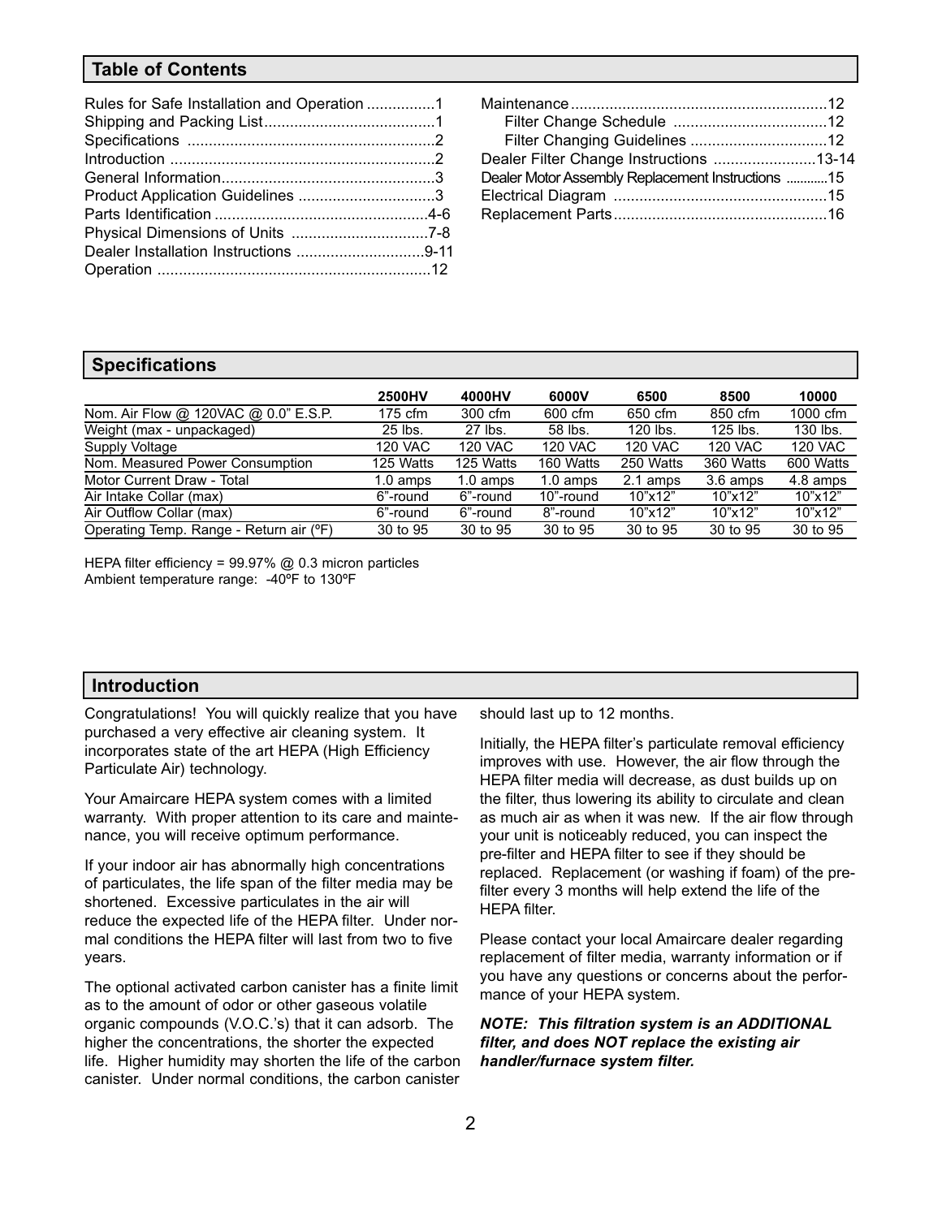## Table of Contents

- Rules for Safe Installation and Operation ................1
- Shipping and Packing List........................................1
- Specifications ..........................................................2
- Introduction .............................................................2
- General Information..................................................3
- Product Application Guidelines ................................3
- Parts Identification .................................................4-6
- Physical Dimensions of Units ................................7-8
- Dealer Installation Instructions ..............................9-11
- Operation ................................................................12
- Maintenance...........................................................12
  - Filter Change Schedule ....................................12
  - Filter Changing Guidelines ................................12
- Dealer Filter Change Instructions ........................13-14
- Dealer Motor Assembly Replacement Instructions ............15
- Electrical Diagram ..................................................15
- Replacement Parts..................................................16

## Specifications

| | 2500HV | 4000HV | 6000V | 6500 | 8500 | 10000 |
|---|---|---|---|---|---|---|
| Nom. Air Flow @ 120VAC @ 0.0" E.S.P. | 175 cfm | 300 cfm | 600 cfm | 650 cfm | 850 cfm | 1000 cfm |
| Weight (max - unpackaged) | 25 lbs. | 27 lbs. | 58 lbs. | 120 lbs. | 125 lbs. | 130 lbs. |
| Supply Voltage | 120 VAC | 120 VAC | 120 VAC | 120 VAC | 120 VAC | 120 VAC |
| Nom. Measured Power Consumption | 125 Watts | 125 Watts | 160 Watts | 250 Watts | 360 Watts | 600 Watts |
| Motor Current Draw - Total | 1.0 amps | 1.0 amps | 1.0 amps | 2.1 amps | 3.6 amps | 4.8 amps |
| Air Intake Collar (max) | 6"-round | 6"-round | 10"-round | 10"x12" | 10"x12" | 10"x12" |
| Air Outflow Collar (max) | 6"-round | 6"-round | 8"-round | 10"x12" | 10"x12" | 10"x12" |
| Operating Temp. Range - Return air (ºF) | 30 to 95 | 30 to 95 | 30 to 95 | 30 to 95 | 30 to 95 | 30 to 95 |

HEPA filter efficiency = 99.97% @ 0.3 micron particles
Ambient temperature range: -40ºF to 130ºF

## Introduction

Congratulations! You will quickly realize that you have purchased a very effective air cleaning system. It incorporates state of the art HEPA (High Efficiency Particulate Air) technology.

Your Amaircare HEPA system comes with a limited warranty. With proper attention to its care and maintenance, you will receive optimum performance.

If your indoor air has abnormally high concentrations of particulates, the life span of the filter media may be shortened. Excessive particulates in the air will reduce the expected life of the HEPA filter. Under normal conditions the HEPA filter will last from two to five years.

The optional activated carbon canister has a finite limit as to the amount of odor or other gaseous volatile organic compounds (V.O.C.'s) that it can adsorb. The higher the concentrations, the shorter the expected life. Higher humidity may shorten the life of the carbon canister. Under normal conditions, the carbon canister should last up to 12 months.

Initially, the HEPA filter's particulate removal efficiency improves with use. However, the air flow through the HEPA filter media will decrease, as dust builds up on the filter, thus lowering its ability to circulate and clean as much air as when it was new. If the air flow through your unit is noticeably reduced, you can inspect the pre-filter and HEPA filter to see if they should be replaced. Replacement (or washing if foam) of the pre-filter every 3 months will help extend the life of the HEPA filter.

Please contact your local Amaircare dealer regarding replacement of filter media, warranty information or if you have any questions or concerns about the performance of your HEPA system.

***NOTE: This filtration system is an ADDITIONAL filter, and does NOT replace the existing air handler/furnace system filter.***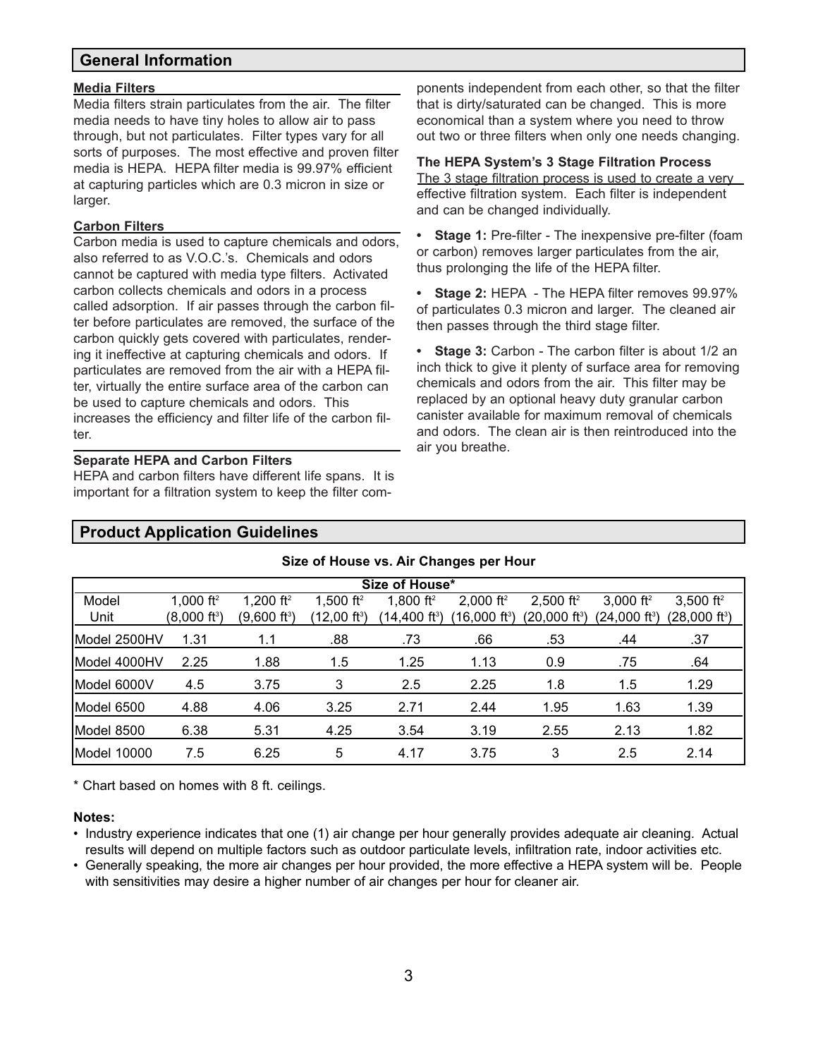## General Information

**Media Filters**

Media filters strain particulates from the air. The filter media needs to have tiny holes to allow air to pass through, but not particulates. Filter types vary for all sorts of purposes. The most effective and proven filter media is HEPA. HEPA filter media is 99.97% efficient at capturing particles which are 0.3 micron in size or larger.

**Carbon Filters**

Carbon media is used to capture chemicals and odors, also referred to as V.O.C.'s. Chemicals and odors cannot be captured with media type filters. Activated carbon collects chemicals and odors in a process called adsorption. If air passes through the carbon filter before particulates are removed, the surface of the carbon quickly gets covered with particulates, rendering it ineffective at capturing chemicals and odors. If particulates are removed from the air with a HEPA filter, virtually the entire surface area of the carbon can be used to capture chemicals and odors. This increases the efficiency and filter life of the carbon filter.

**Separate HEPA and Carbon Filters**

HEPA and carbon filters have different life spans. It is important for a filtration system to keep the filter components independent from each other, so that the filter that is dirty/saturated can be changed. This is more economical than a system where you need to throw out two or three filters when only one needs changing.

**The HEPA System's 3 Stage Filtration Process**

The 3 stage filtration process is used to create a very effective filtration system. Each filter is independent and can be changed individually.

- **Stage 1:** Pre-filter - The inexpensive pre-filter (foam or carbon) removes larger particulates from the air, thus prolonging the life of the HEPA filter.
- **Stage 2:** HEPA - The HEPA filter removes 99.97% of particulates 0.3 micron and larger. The cleaned air then passes through the third stage filter.
- **Stage 3:** Carbon - The carbon filter is about 1/2 an inch thick to give it plenty of surface area for removing chemicals and odors from the air. This filter may be replaced by an optional heavy duty granular carbon canister available for maximum removal of chemicals and odors. The clean air is then reintroduced into the air you breathe.

## Product Application Guidelines

**Size of House vs. Air Changes per Hour**

| Model Unit | Size of House* 1,000 ft² (8,000 ft³) | 1,200 ft² (9,600 ft³) | 1,500 ft² (12,00 ft³) | 1,800 ft² (14,400 ft³) | 2,000 ft² (16,000 ft³) | 2,500 ft² (20,000 ft³) | 3,000 ft² (24,000 ft³) | 3,500 ft² (28,000 ft³) |
|---|---|---|---|---|---|---|---|---|
| Model 2500HV | 1.31 | 1.1 | .88 | .73 | .66 | .53 | .44 | .37 |
| Model 4000HV | 2.25 | 1.88 | 1.5 | 1.25 | 1.13 | 0.9 | .75 | .64 |
| Model 6000V | 4.5 | 3.75 | 3 | 2.5 | 2.25 | 1.8 | 1.5 | 1.29 |
| Model 6500 | 4.88 | 4.06 | 3.25 | 2.71 | 2.44 | 1.95 | 1.63 | 1.39 |
| Model 8500 | 6.38 | 5.31 | 4.25 | 3.54 | 3.19 | 2.55 | 2.13 | 1.82 |
| Model 10000 | 7.5 | 6.25 | 5 | 4.17 | 3.75 | 3 | 2.5 | 2.14 |

\* Chart based on homes with 8 ft. ceilings.

**Notes:**

- Industry experience indicates that one (1) air change per hour generally provides adequate air cleaning. Actual results will depend on multiple factors such as outdoor particulate levels, infiltration rate, indoor activities etc.
- Generally speaking, the more air changes per hour provided, the more effective a HEPA system will be. People with sensitivities may desire a higher number of air changes per hour for cleaner air.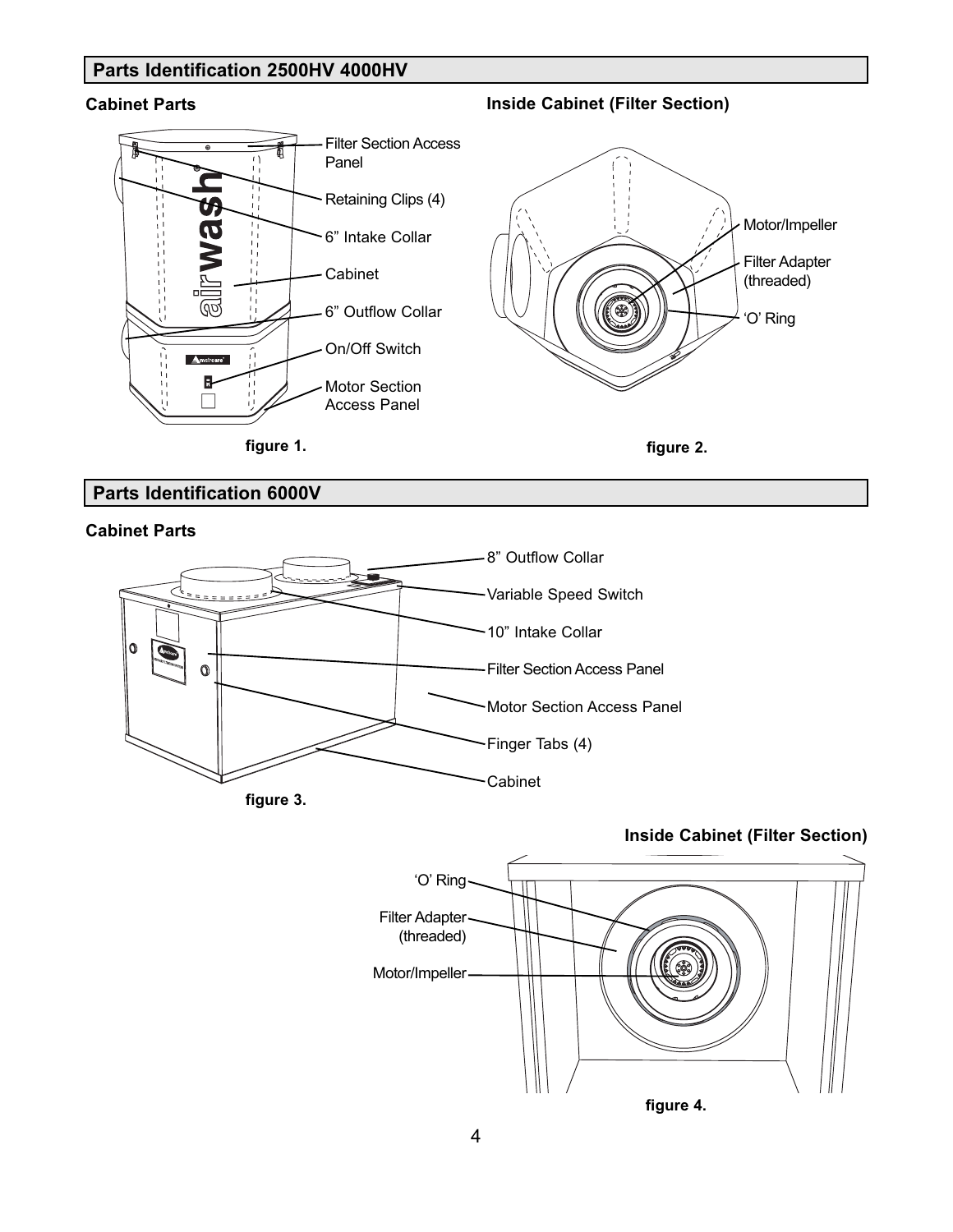## Parts Identification 2500HV 4000HV

### Cabinet Parts

- Filter Section Access Panel
- Retaining Clips (4)
- 6” Intake Collar
- Cabinet
- 6” Outflow Collar
- On/Off Switch
- Motor Section Access Panel

figure 1.

### Inside Cabinet (Filter Section)

- Motor/Impeller
- Filter Adapter (threaded)
- ‘O’ Ring

figure 2.

## Parts Identification 6000V

### Cabinet Parts

- 8” Outflow Collar
- Variable Speed Switch
- 10” Intake Collar
- Filter Section Access Panel
- Motor Section Access Panel
- Finger Tabs (4)
- Cabinet

figure 3.

### Inside Cabinet (Filter Section)

- ‘O’ Ring
- Filter Adapter (threaded)
- Motor/Impeller

figure 4.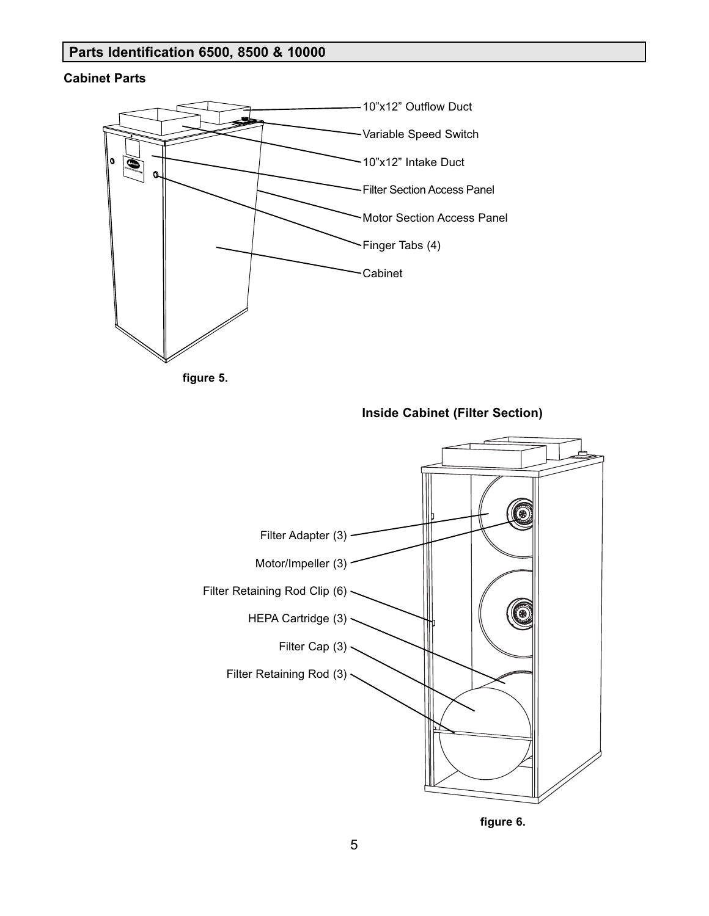## Parts Identification 6500, 8500 & 10000

**Cabinet Parts**

- 10"x12" Outflow Duct
- Variable Speed Switch
- 10"x12" Intake Duct
- Filter Section Access Panel
- Motor Section Access Panel
- Finger Tabs (4)
- Cabinet

**figure 5.**

**Inside Cabinet (Filter Section)**

- Filter Adapter (3)
- Motor/Impeller (3)
- Filter Retaining Rod Clip (6)
- HEPA Cartridge (3)
- Filter Cap (3)
- Filter Retaining Rod (3)

**figure 6.**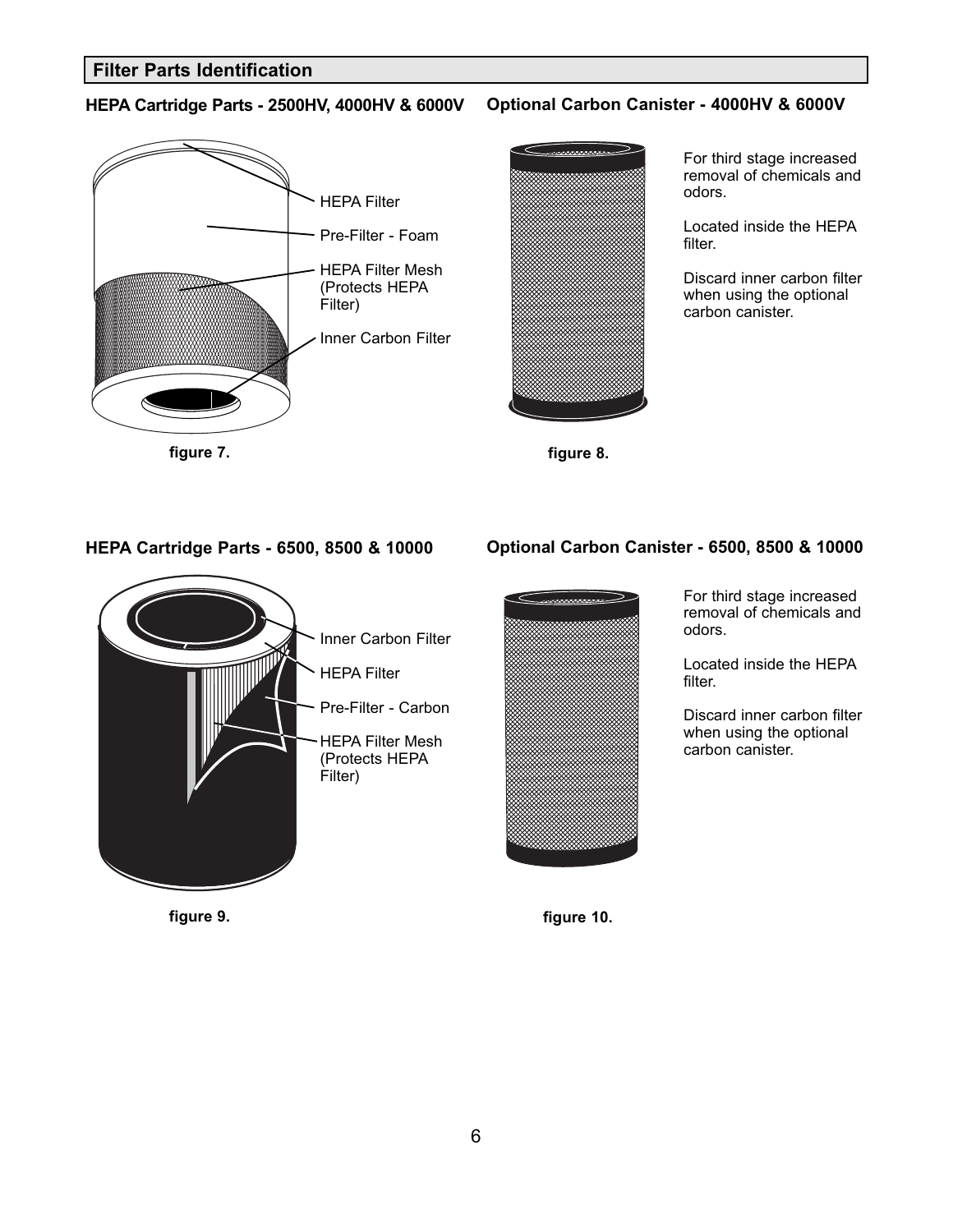## Filter Parts Identification

### HEPA Cartridge Parts - 2500HV, 4000HV & 6000V

HEPA Filter

Pre-Filter - Foam

HEPA Filter Mesh (Protects HEPA Filter)

Inner Carbon Filter

**figure 7.**

### Optional Carbon Canister - 4000HV & 6000V

For third stage increased removal of chemicals and odors.

Located inside the HEPA filter.

Discard inner carbon filter when using the optional carbon canister.

**figure 8.**

### HEPA Cartridge Parts - 6500, 8500 & 10000

Inner Carbon Filter

HEPA Filter

Pre-Filter - Carbon

HEPA Filter Mesh (Protects HEPA Filter)

**figure 9.**

### Optional Carbon Canister - 6500, 8500 & 10000

For third stage increased removal of chemicals and odors.

Located inside the HEPA filter.

Discard inner carbon filter when using the optional carbon canister.

**figure 10.**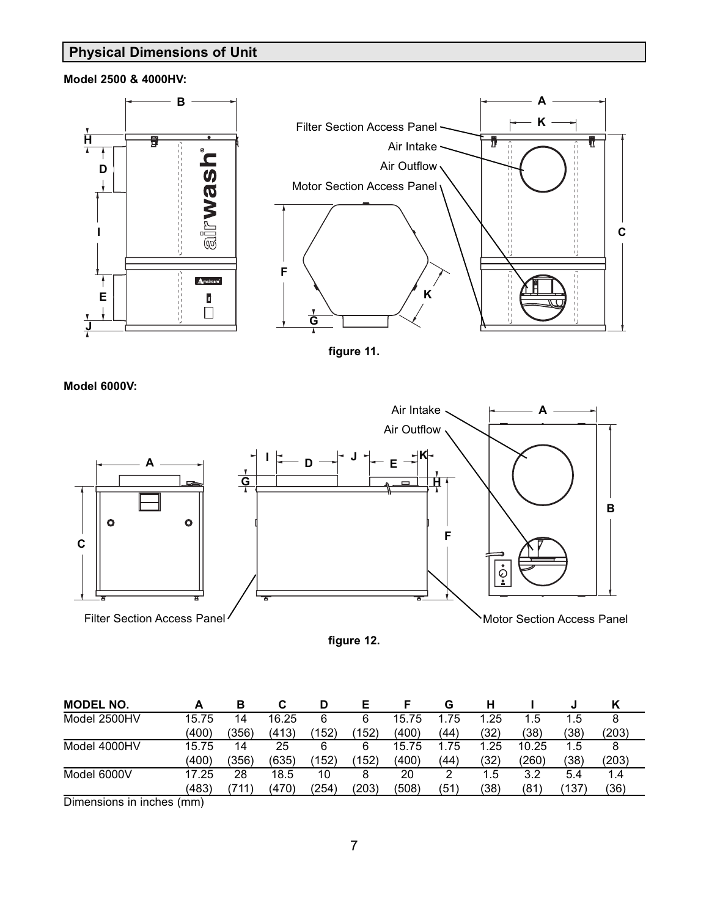## Physical Dimensions of Unit

**Model 2500 & 4000HV:**

figure 11.

**Model 6000V:**

figure 12.

| MODEL NO. | A | B | C | D | E | F | G | H | I | J | K |
|---|---|---|---|---|---|---|---|---|---|---|---|
| Model 2500HV | 15.75 (400) | 14 (356) | 16.25 (413) | 6 (152) | 6 (152) | 15.75 (400) | 1.75 (44) | 1.25 (32) | 1.5 (38) | 1.5 (38) | 8 (203) |
| Model 4000HV | 15.75 (400) | 14 (356) | 25 (635) | 6 (152) | 6 (152) | 15.75 (400) | 1.75 (44) | 1.25 (32) | 10.25 (260) | 1.5 (38) | 8 (203) |
| Model 6000V | 17.25 (483) | 28 (711) | 18.5 (470) | 10 (254) | 8 (203) | 20 (508) | 2 (51) | 1.5 (38) | 3.2 (81) | 5.4 (137) | 1.4 (36) |

Dimensions in inches (mm)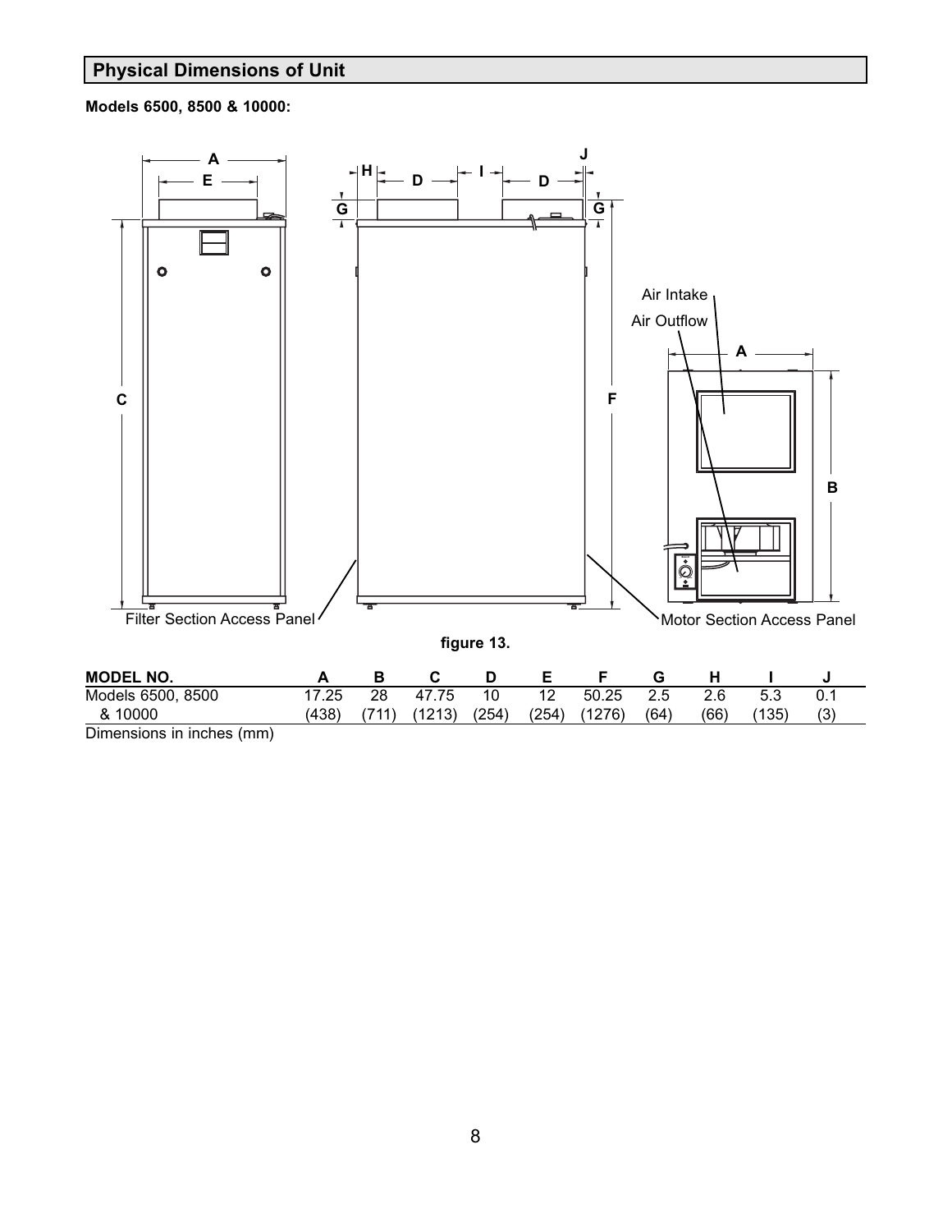## Physical Dimensions of Unit

**Models 6500, 8500 & 10000:**

figure 13.

| MODEL NO. | A | B | C | D | E | F | G | H | I | J |
|---|---|---|---|---|---|---|---|---|---|---|
| Models 6500, 8500 & 10000 | 17.25 (438) | 28 (711) | 47.75 (1213) | 10 (254) | 12 (254) | 50.25 (1276) | 2.5 (64) | 2.6 (66) | 5.3 (135) | 0.1 (3) |

Dimensions in inches (mm)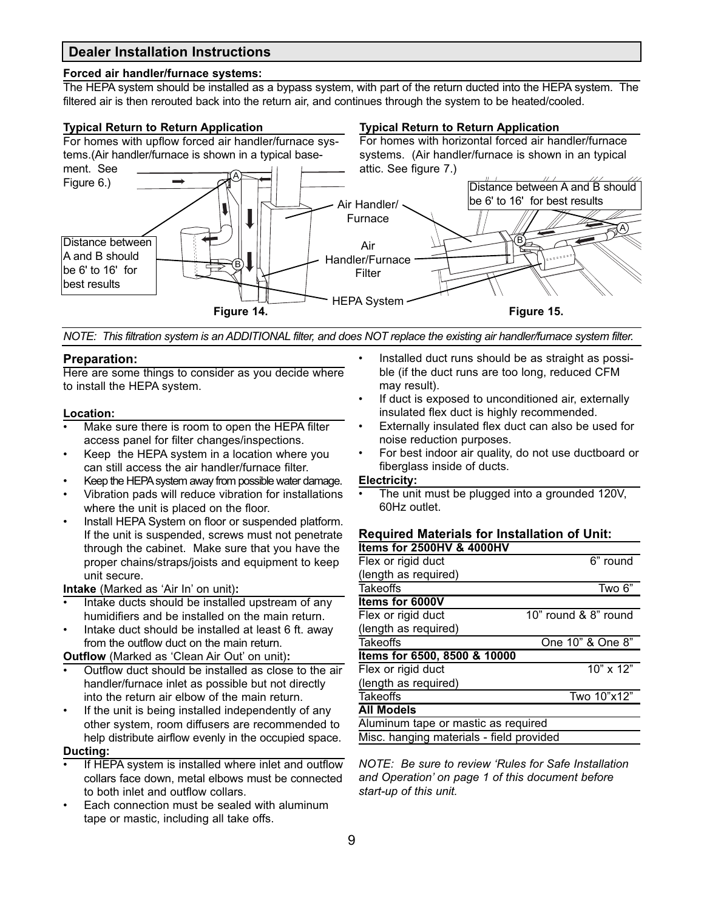## Dealer Installation Instructions

**Forced air handler/furnace systems:**

The HEPA system should be installed as a bypass system, with part of the return ducted into the HEPA system. The filtered air is then rerouted back into the return air, and continues through the system to be heated/cooled.

**Typical Return to Return Application**

For homes with upflow forced air handler/furnace systems.(Air handler/furnace is shown in a typical basement. See Figure 6.)

**Typical Return to Return Application**

For homes with horizontal forced air handler/furnace systems. (Air handler/furnace is shown in an typical attic. See figure 7.)

Distance between A and B should be 6' to 16' for best results

Air Handler/ Furnace

Air Handler/Furnace Filter

HEPA System

Distance between A and B should be 6' to 16' for best results

**Figure 14.** **Figure 15.**

*NOTE: This filtration system is an ADDITIONAL filter, and does NOT replace the existing air handler/furnace system filter.*

### Preparation:

Here are some things to consider as you decide where to install the HEPA system.

**Location:**

- Make sure there is room to open the HEPA filter access panel for filter changes/inspections.
- Keep the HEPA system in a location where you can still access the air handler/furnace filter.
- Keep the HEPA system away from possible water damage.
- Vibration pads will reduce vibration for installations where the unit is placed on the floor.
- Install HEPA System on floor or suspended platform. If the unit is suspended, screws must not penetrate through the cabinet. Make sure that you have the proper chains/straps/joists and equipment to keep unit secure.

**Intake** (Marked as 'Air In' on unit)**:**

- Intake ducts should be installed upstream of any humidifiers and be installed on the main return.
- Intake duct should be installed at least 6 ft. away from the outflow duct on the main return.

**Outflow** (Marked as 'Clean Air Out' on unit)**:**

- Outflow duct should be installed as close to the air handler/furnace inlet as possible but not directly into the return air elbow of the main return.
- If the unit is being installed independently of any other system, room diffusers are recommended to help distribute airflow evenly in the occupied space.

**Ducting:**

- If HEPA system is installed where inlet and outflow collars face down, metal elbows must be connected to both inlet and outflow collars.
- Each connection must be sealed with aluminum tape or mastic, including all take offs.
- Installed duct runs should be as straight as possible (if the duct runs are too long, reduced CFM may result).
- If duct is exposed to unconditioned air, externally insulated flex duct is highly recommended.
- Externally insulated flex duct can also be used for noise reduction purposes.
- For best indoor air quality, do not use ductboard or fiberglass inside of ducts.

**Electricity:**

- The unit must be plugged into a grounded 120V, 60Hz outlet.

### Required Materials for Installation of Unit:

| **Items for 2500HV & 4000HV** | |
|---|---|
| Flex or rigid duct (length as required) | 6" round |
| Takeoffs | Two 6" |
| **Items for 6000V** | |
| Flex or rigid duct (length as required) | 10" round & 8" round |
| Takeoffs | One 10" & One 8" |
| **Items for 6500, 8500 & 10000** | |
| Flex or rigid duct (length as required) | 10" x 12" |
| Takeoffs | Two 10"x12" |
| **All Models** | |
| Aluminum tape or mastic as required | |
| Misc. hanging materials - field provided | |

*NOTE: Be sure to review 'Rules for Safe Installation and Operation' on page 1 of this document before start-up of this unit.*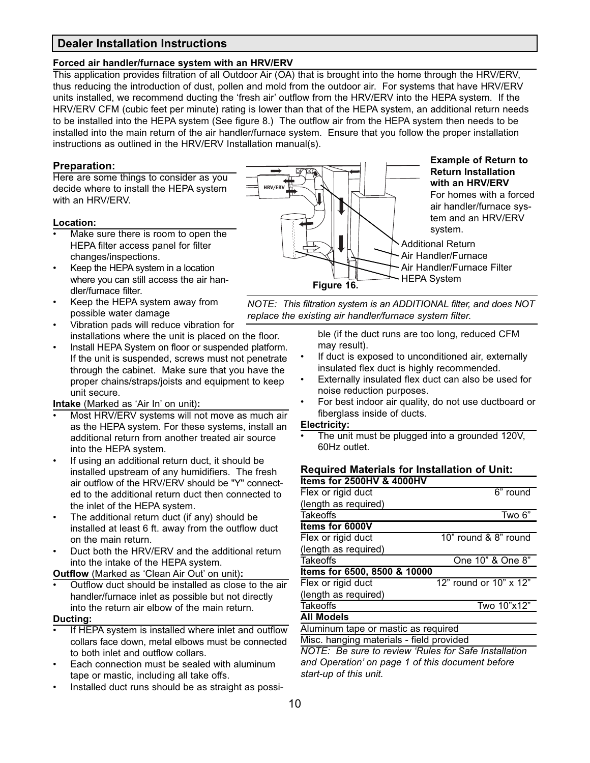## Dealer Installation Instructions

**Forced air handler/furnace system with an HRV/ERV**

This application provides filtration of all Outdoor Air (OA) that is brought into the home through the HRV/ERV, thus reducing the introduction of dust, pollen and mold from the outdoor air. For systems that have HRV/ERV units installed, we recommend ducting the 'fresh air' outflow from the HRV/ERV into the HEPA system. If the HRV/ERV CFM (cubic feet per minute) rating is lower than that of the HEPA system, an additional return needs to be installed into the HEPA system (See figure 8.) The outflow air from the HEPA system then needs to be installed into the main return of the air handler/furnace system. Ensure that you follow the proper installation instructions as outlined in the HRV/ERV Installation manual(s).

**Example of Return to Return Installation with an HRV/ERV**

For homes with a forced air handler/furnace system and an HRV/ERV system.

Additional Return
Air Handler/Furnace
Air Handler/Furnace Filter
HEPA System

Figure 16.

*NOTE: This filtration system is an ADDITIONAL filter, and does NOT replace the existing air handler/furnace system filter.*

### Preparation:

Here are some things to consider as you decide where to install the HEPA system with an HRV/ERV.

**Location:**

- Make sure there is room to open the HEPA filter access panel for filter changes/inspections.
- Keep the HEPA system in a location where you can still access the air handler/furnace filter.
- Keep the HEPA system away from possible water damage
- Vibration pads will reduce vibration for installations where the unit is placed on the floor.
- Install HEPA System on floor or suspended platform. If the unit is suspended, screws must not penetrate through the cabinet. Make sure that you have the proper chains/straps/joists and equipment to keep unit secure.

**Intake** (Marked as 'Air In' on unit)**:**

- Most HRV/ERV systems will not move as much air as the HEPA system. For these systems, install an additional return from another treated air source into the HEPA system.
- If using an additional return duct, it should be installed upstream of any humidifiers. The fresh air outflow of the HRV/ERV should be "Y" connected to the additional return duct then connected to the inlet of the HEPA system.
- The additional return duct (if any) should be installed at least 6 ft. away from the outflow duct on the main return.
- Duct both the HRV/ERV and the additional return into the intake of the HEPA system.

**Outflow** (Marked as 'Clean Air Out' on unit)**:**

- Outflow duct should be installed as close to the air handler/furnace inlet as possible but not directly into the return air elbow of the main return.

**Ducting:**

- If HEPA system is installed where inlet and outflow collars face down, metal elbows must be connected to both inlet and outflow collars.
- Each connection must be sealed with aluminum tape or mastic, including all take offs.
- Installed duct runs should be as straight as possible (if the duct runs are too long, reduced CFM may result).
- If duct is exposed to unconditioned air, externally insulated flex duct is highly recommended.
- Externally insulated flex duct can also be used for noise reduction purposes.
- For best indoor air quality, do not use ductboard or fiberglass inside of ducts.

**Electricity:**

- The unit must be plugged into a grounded 120V, 60Hz outlet.

### Required Materials for Installation of Unit:

| **Items for 2500HV & 4000HV** | |
|---|---|
| Flex or rigid duct (length as required) | 6" round |
| Takeoffs | Two 6" |
| **Items for 6000V** | |
| Flex or rigid duct (length as required) | 10" round & 8" round |
| Takeoffs | One 10" & One 8" |
| **Items for 6500, 8500 & 10000** | |
| Flex or rigid duct (length as required) | 12" round or 10" x 12" |
| Takeoffs | Two 10"x12" |
| **All Models** | |
| Aluminum tape or mastic as required | |
| Misc. hanging materials - field provided | |

*NOTE: Be sure to review 'Rules for Safe Installation and Operation' on page 1 of this document before start-up of this unit.*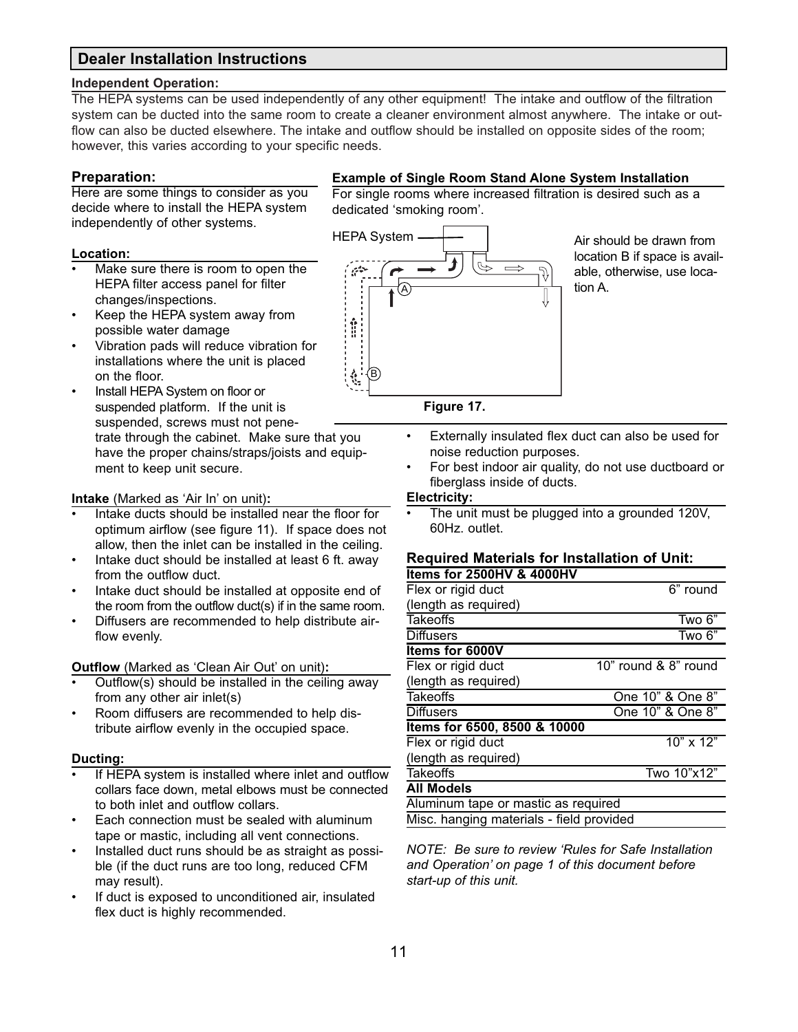## Dealer Installation Instructions

**Independent Operation:**

The HEPA systems can be used independently of any other equipment! The intake and outflow of the filtration system can be ducted into the same room to create a cleaner environment almost anywhere. The intake or outflow can also be ducted elsewhere. The intake and outflow should be installed on opposite sides of the room; however, this varies according to your specific needs.

### Preparation:

Here are some things to consider as you decide where to install the HEPA system independently of other systems.

**Location:**

- Make sure there is room to open the HEPA filter access panel for filter changes/inspections.
- Keep the HEPA system away from possible water damage
- Vibration pads will reduce vibration for installations where the unit is placed on the floor.
- Install HEPA System on floor or suspended platform. If the unit is suspended, screws must not penetrate through the cabinet. Make sure that you have the proper chains/straps/joists and equipment to keep unit secure.

**Intake** (Marked as 'Air In' on unit)**:**

- Intake ducts should be installed near the floor for optimum airflow (see figure 11). If space does not allow, then the inlet can be installed in the ceiling.
- Intake duct should be installed at least 6 ft. away from the outflow duct.
- Intake duct should be installed at opposite end of the room from the outflow duct(s) if in the same room.
- Diffusers are recommended to help distribute airflow evenly.

**Outflow** (Marked as 'Clean Air Out' on unit)**:**

- Outflow(s) should be installed in the ceiling away from any other air inlet(s)
- Room diffusers are recommended to help distribute airflow evenly in the occupied space.

**Ducting:**

- If HEPA system is installed where inlet and outflow collars face down, metal elbows must be connected to both inlet and outflow collars.
- Each connection must be sealed with aluminum tape or mastic, including all vent connections.
- Installed duct runs should be as straight as possible (if the duct runs are too long, reduced CFM may result).
- If duct is exposed to unconditioned air, insulated flex duct is highly recommended.

**Example of Single Room Stand Alone System Installation**

For single rooms where increased filtration is desired such as a dedicated 'smoking room'.

HEPA System

A

B

Air should be drawn from location B if space is available, otherwise, use location A.

**Figure 17.**

- Externally insulated flex duct can also be used for noise reduction purposes.
- For best indoor air quality, do not use ductboard or fiberglass inside of ducts.

**Electricity:**

- The unit must be plugged into a grounded 120V, 60Hz. outlet.

### Required Materials for Installation of Unit:

| Items for 2500HV & 4000HV | |
|---|---|
| Flex or rigid duct (length as required) | 6" round |
| Takeoffs | Two 6" |
| Diffusers | Two 6" |
| **Items for 6000V** | |
| Flex or rigid duct (length as required) | 10" round & 8" round |
| Takeoffs | One 10" & One 8" |
| Diffusers | One 10" & One 8" |
| **Items for 6500, 8500 & 10000** | |
| Flex or rigid duct (length as required) | 10" x 12" |
| Takeoffs | Two 10"x12" |
| **All Models** | |
| Aluminum tape or mastic as required | |
| Misc. hanging materials - field provided | |

*NOTE: Be sure to review 'Rules for Safe Installation and Operation' on page 1 of this document before start-up of this unit.*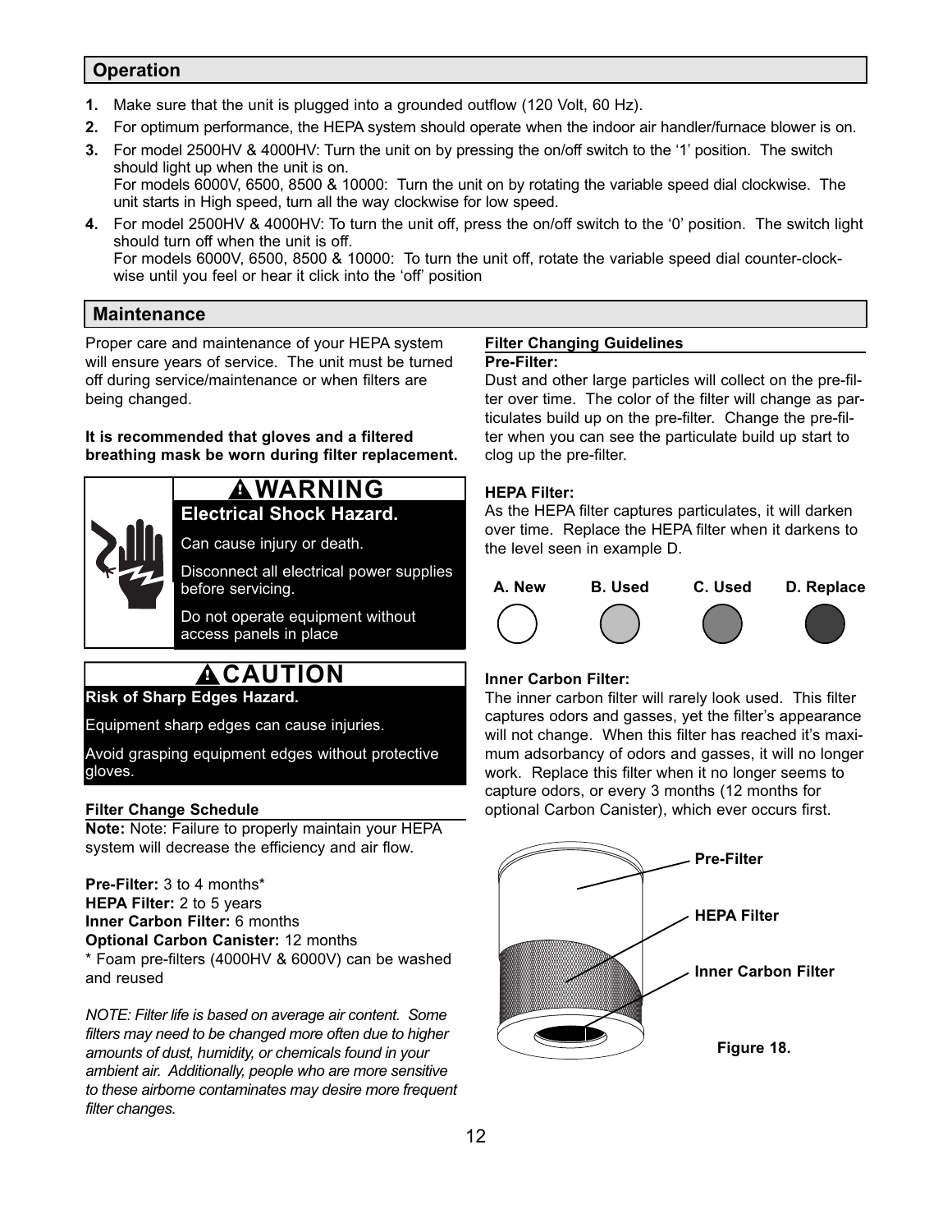## Operation

1. Make sure that the unit is plugged into a grounded outflow (120 Volt, 60 Hz).
2. For optimum performance, the HEPA system should operate when the indoor air handler/furnace blower is on.
3. For model 2500HV & 4000HV: Turn the unit on by pressing the on/off switch to the '1' position. The switch should light up when the unit is on.
   For models 6000V, 6500, 8500 & 10000: Turn the unit on by rotating the variable speed dial clockwise. The unit starts in High speed, turn all the way clockwise for low speed.
4. For model 2500HV & 4000HV: To turn the unit off, press the on/off switch to the '0' position. The switch light should turn off when the unit is off.
   For models 6000V, 6500, 8500 & 10000: To turn the unit off, rotate the variable speed dial counter-clockwise until you feel or hear it click into the 'off' position

## Maintenance

Proper care and maintenance of your HEPA system will ensure years of service. The unit must be turned off during service/maintenance or when filters are being changed.

**It is recommended that gloves and a filtered breathing mask be worn during filter replacement.**

**WARNING**

**Electrical Shock Hazard.**

Can cause injury or death.

Disconnect all electrical power supplies before servicing.

Do not operate equipment without access panels in place

**CAUTION**

**Risk of Sharp Edges Hazard.**

Equipment sharp edges can cause injuries.

Avoid grasping equipment edges without protective gloves.

### Filter Change Schedule

**Note:** Note: Failure to properly maintain your HEPA system will decrease the efficiency and air flow.

**Pre-Filter:** 3 to 4 months*
**HEPA Filter:** 2 to 5 years
**Inner Carbon Filter:** 6 months
**Optional Carbon Canister:** 12 months
* Foam pre-filters (4000HV & 6000V) can be washed and reused

*NOTE: Filter life is based on average air content. Some filters may need to be changed more often due to higher amounts of dust, humidity, or chemicals found in your ambient air. Additionally, people who are more sensitive to these airborne contaminates may desire more frequent filter changes.*

### Filter Changing Guidelines

**Pre-Filter:**
Dust and other large particles will collect on the pre-filter over time. The color of the filter will change as particulates build up on the pre-filter. Change the pre-filter when you can see the particulate build up start to clog up the pre-filter.

**HEPA Filter:**
As the HEPA filter captures particulates, it will darken over time. Replace the HEPA filter when it darkens to the level seen in example D.

A. New B. Used C. Used D. Replace

**Inner Carbon Filter:**
The inner carbon filter will rarely look used. This filter captures odors and gasses, yet the filter's appearance will not change. When this filter has reached it's maximum adsorbancy of odors and gasses, it will no longer work. Replace this filter when it no longer seems to capture odors, or every 3 months (12 months for optional Carbon Canister), which ever occurs first.

Pre-Filter

HEPA Filter

Inner Carbon Filter

**Figure 18.**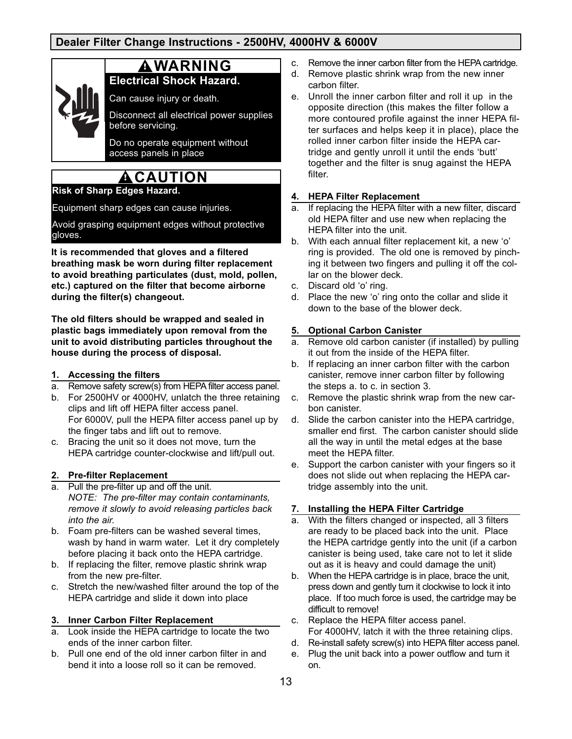## Dealer Filter Change Instructions - 2500HV, 4000HV & 6000V

**⚠WARNING**

**Electrical Shock Hazard.**

Can cause injury or death.

Disconnect all electrical power supplies before servicing.

Do no operate equipment without access panels in place

**⚠CAUTION**

**Risk of Sharp Edges Hazard.**

Equipment sharp edges can cause injuries.

Avoid grasping equipment edges without protective gloves.

**It is recommended that gloves and a filtered breathing mask be worn during filter replacement to avoid breathing particulates (dust, mold, pollen, etc.) captured on the filter that become airborne during the filter(s) changeout.**

**The old filters should be wrapped and sealed in plastic bags immediately upon removal from the unit to avoid distributing particles throughout the house during the process of disposal.**

### 1. Accessing the filters

a. Remove safety screw(s) from HEPA filter access panel.
b. For 2500HV or 4000HV, unlatch the three retaining clips and lift off HEPA filter access panel.
   For 6000V, pull the HEPA filter access panel up by the finger tabs and lift out to remove.
c. Bracing the unit so it does not move, turn the HEPA cartridge counter-clockwise and lift/pull out.

### 2. Pre-filter Replacement

a. Pull the pre-filter up and off the unit.
   *NOTE: The pre-filter may contain contaminants, remove it slowly to avoid releasing particles back into the air.*
b. Foam pre-filters can be washed several times, wash by hand in warm water. Let it dry completely before placing it back onto the HEPA cartridge.
b. If replacing the filter, remove plastic shrink wrap from the new pre-filter.
c. Stretch the new/washed filter around the top of the HEPA cartridge and slide it down into place

### 3. Inner Carbon Filter Replacement

a. Look inside the HEPA cartridge to locate the two ends of the inner carbon filter.
b. Pull one end of the old inner carbon filter in and bend it into a loose roll so it can be removed.
c. Remove the inner carbon filter from the HEPA cartridge.
d. Remove plastic shrink wrap from the new inner carbon filter.
e. Unroll the inner carbon filter and roll it up in the opposite direction (this makes the filter follow a more contoured profile against the inner HEPA filter surfaces and helps keep it in place), place the rolled inner carbon filter inside the HEPA cartridge and gently unroll it until the ends 'butt' together and the filter is snug against the HEPA filter.

### 4. HEPA Filter Replacement

a. If replacing the HEPA filter with a new filter, discard old HEPA filter and use new when replacing the HEPA filter into the unit.
b. With each annual filter replacement kit, a new 'o' ring is provided. The old one is removed by pinching it between two fingers and pulling it off the collar on the blower deck.
c. Discard old 'o' ring.
d. Place the new 'o' ring onto the collar and slide it down to the base of the blower deck.

### 5. Optional Carbon Canister

a. Remove old carbon canister (if installed) by pulling it out from the inside of the HEPA filter.
b. If replacing an inner carbon filter with the carbon canister, remove inner carbon filter by following the steps a. to c. in section 3.
c. Remove the plastic shrink wrap from the new carbon canister.
d. Slide the carbon canister into the HEPA cartridge, smaller end first. The carbon canister should slide all the way in until the metal edges at the base meet the HEPA filter.
e. Support the carbon canister with your fingers so it does not slide out when replacing the HEPA cartridge assembly into the unit.

### 7. Installing the HEPA Filter Cartridge

a. With the filters changed or inspected, all 3 filters are ready to be placed back into the unit. Place the HEPA cartridge gently into the unit (if a carbon canister is being used, take care not to let it slide out as it is heavy and could damage the unit)
b. When the HEPA cartridge is in place, brace the unit, press down and gently turn it clockwise to lock it into place. If too much force is used, the cartridge may be difficult to remove!
c. Replace the HEPA filter access panel.
   For 4000HV, latch it with the three retaining clips.
d. Re-install safety screw(s) into HEPA filter access panel.
e. Plug the unit back into a power outflow and turn it on.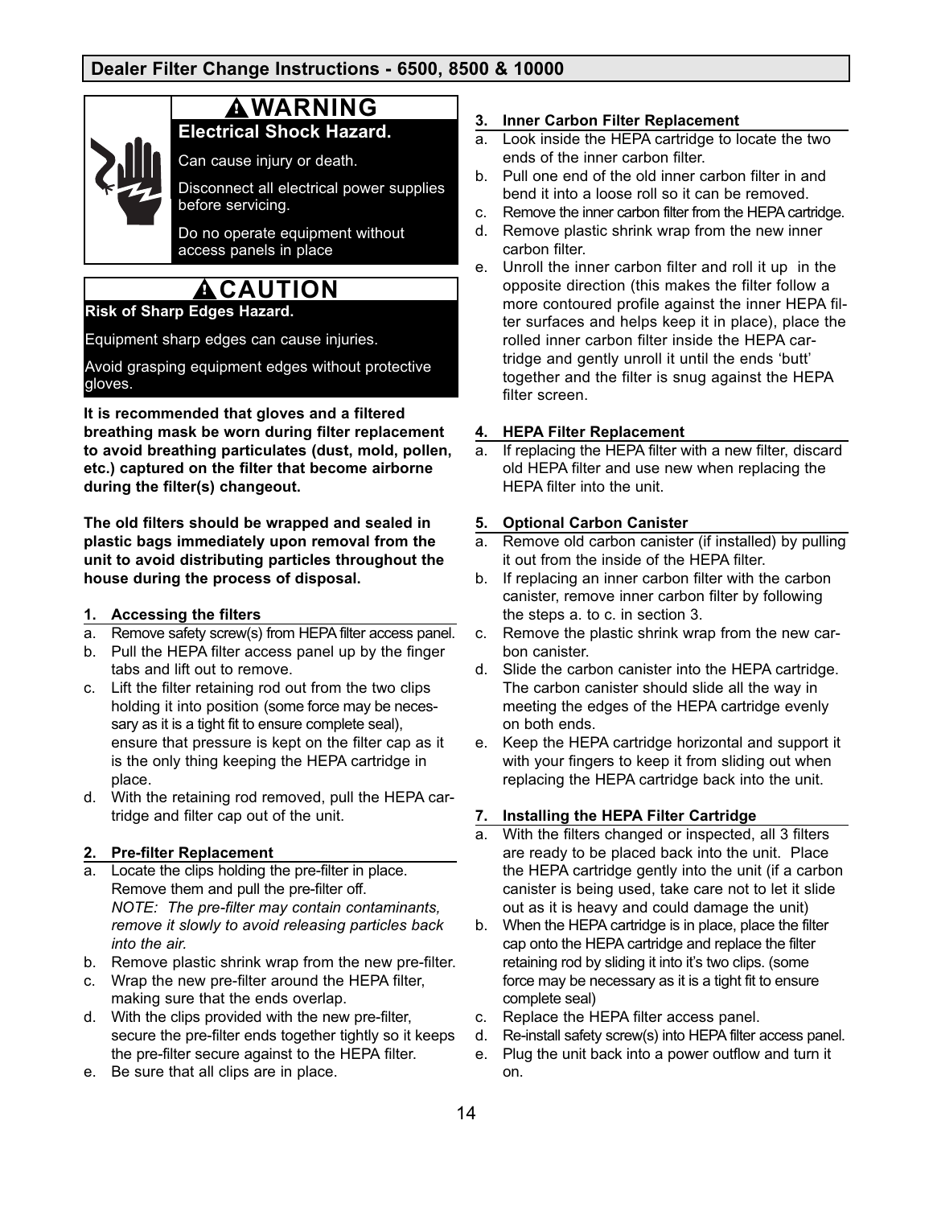## Dealer Filter Change Instructions - 6500, 8500 & 10000

### ⚠WARNING

**Electrical Shock Hazard.**

Can cause injury or death.

Disconnect all electrical power supplies before servicing.

Do no operate equipment without access panels in place

### ⚠CAUTION

**Risk of Sharp Edges Hazard.**

Equipment sharp edges can cause injuries.

Avoid grasping equipment edges without protective gloves.

**It is recommended that gloves and a filtered breathing mask be worn during filter replacement to avoid breathing particulates (dust, mold, pollen, etc.) captured on the filter that become airborne during the filter(s) changeout.**

**The old filters should be wrapped and sealed in plastic bags immediately upon removal from the unit to avoid distributing particles throughout the house during the process of disposal.**

#### 1. Accessing the filters

a. Remove safety screw(s) from HEPA filter access panel.
b. Pull the HEPA filter access panel up by the finger tabs and lift out to remove.
c. Lift the filter retaining rod out from the two clips holding it into position (some force may be necessary as it is a tight fit to ensure complete seal), ensure that pressure is kept on the filter cap as it is the only thing keeping the HEPA cartridge in place.
d. With the retaining rod removed, pull the HEPA cartridge and filter cap out of the unit.

#### 2. Pre-filter Replacement

a. Locate the clips holding the pre-filter in place. Remove them and pull the pre-filter off.
*NOTE: The pre-filter may contain contaminants, remove it slowly to avoid releasing particles back into the air.*
b. Remove plastic shrink wrap from the new pre-filter.
c. Wrap the new pre-filter around the HEPA filter, making sure that the ends overlap.
d. With the clips provided with the new pre-filter, secure the pre-filter ends together tightly so it keeps the pre-filter secure against to the HEPA filter.
e. Be sure that all clips are in place.

#### 3. Inner Carbon Filter Replacement

a. Look inside the HEPA cartridge to locate the two ends of the inner carbon filter.
b. Pull one end of the old inner carbon filter in and bend it into a loose roll so it can be removed.
c. Remove the inner carbon filter from the HEPA cartridge.
d. Remove plastic shrink wrap from the new inner carbon filter.
e. Unroll the inner carbon filter and roll it up in the opposite direction (this makes the filter follow a more contoured profile against the inner HEPA filter surfaces and helps keep it in place), place the rolled inner carbon filter inside the HEPA cartridge and gently unroll it until the ends 'butt' together and the filter is snug against the HEPA filter screen.

#### 4. HEPA Filter Replacement

a. If replacing the HEPA filter with a new filter, discard old HEPA filter and use new when replacing the HEPA filter into the unit.

#### 5. Optional Carbon Canister

a. Remove old carbon canister (if installed) by pulling it out from the inside of the HEPA filter.
b. If replacing an inner carbon filter with the carbon canister, remove inner carbon filter by following the steps a. to c. in section 3.
c. Remove the plastic shrink wrap from the new carbon canister.
d. Slide the carbon canister into the HEPA cartridge. The carbon canister should slide all the way in meeting the edges of the HEPA cartridge evenly on both ends.
e. Keep the HEPA cartridge horizontal and support it with your fingers to keep it from sliding out when replacing the HEPA cartridge back into the unit.

#### 7. Installing the HEPA Filter Cartridge

a. With the filters changed or inspected, all 3 filters are ready to be placed back into the unit. Place the HEPA cartridge gently into the unit (if a carbon canister is being used, take care not to let it slide out as it is heavy and could damage the unit)
b. When the HEPA cartridge is in place, place the filter cap onto the HEPA cartridge and replace the filter retaining rod by sliding it into it's two clips. (some force may be necessary as it is a tight fit to ensure complete seal)
c. Replace the HEPA filter access panel.
d. Re-install safety screw(s) into HEPA filter access panel.
e. Plug the unit back into a power outflow and turn it on.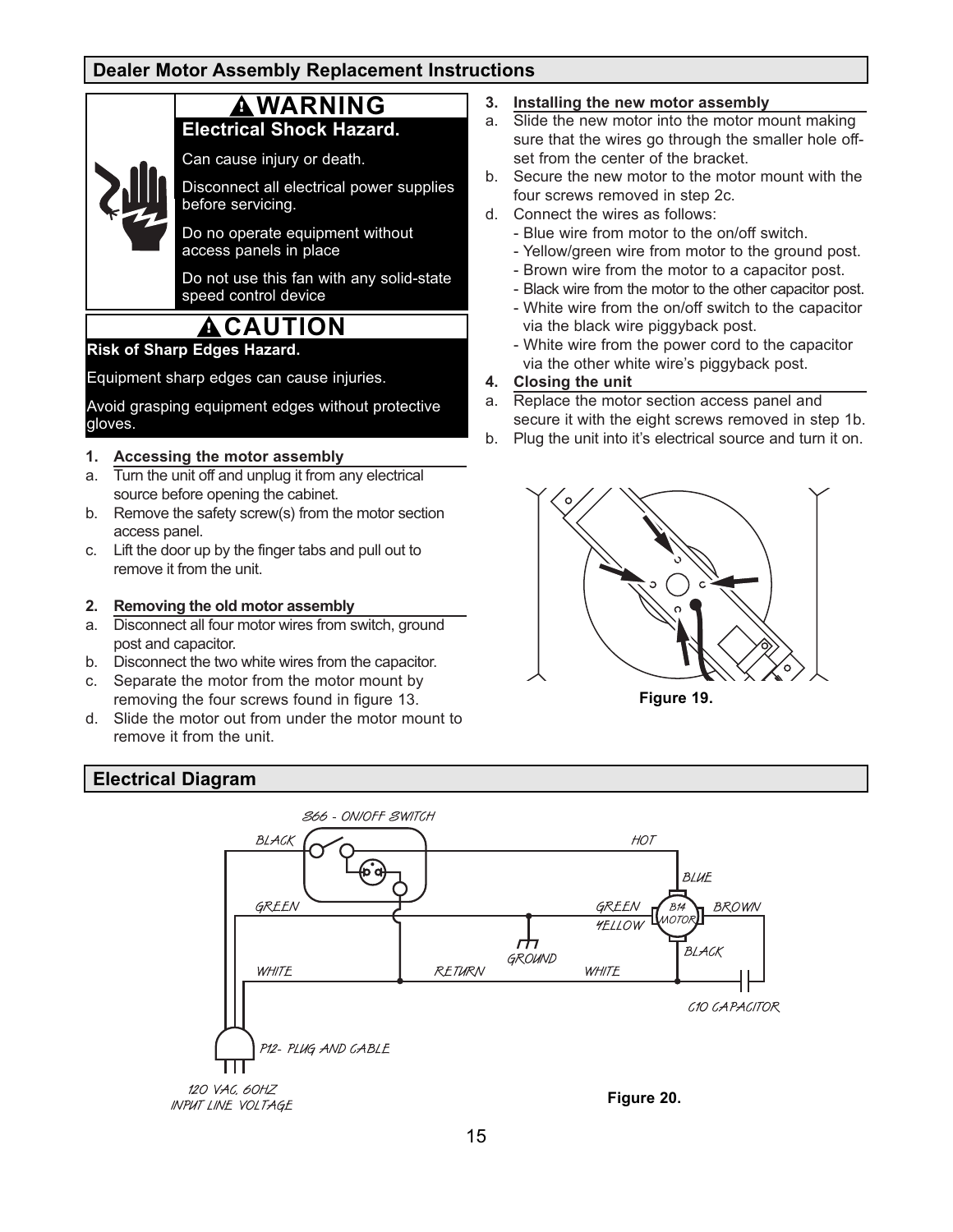## Dealer Motor Assembly Replacement Instructions

**⚠WARNING**

**Electrical Shock Hazard.**

Can cause injury or death.

Disconnect all electrical power supplies before servicing.

Do no operate equipment without access panels in place

Do not use this fan with any solid-state speed control device

**⚠CAUTION**

**Risk of Sharp Edges Hazard.**

Equipment sharp edges can cause injuries.

Avoid grasping equipment edges without protective gloves.

**1. Accessing the motor assembly**

a. Turn the unit off and unplug it from any electrical source before opening the cabinet.

b. Remove the safety screw(s) from the motor section access panel.

c. Lift the door up by the finger tabs and pull out to remove it from the unit.

**2. Removing the old motor assembly**

a. Disconnect all four motor wires from switch, ground post and capacitor.

b. Disconnect the two white wires from the capacitor.

c. Separate the motor from the motor mount by removing the four screws found in figure 13.

d. Slide the motor out from under the motor mount to remove it from the unit.

**3. Installing the new motor assembly**

a. Slide the new motor into the motor mount making sure that the wires go through the smaller hole off-set from the center of the bracket.

b. Secure the new motor to the motor mount with the four screws removed in step 2c.

d. Connect the wires as follows:
   - Blue wire from motor to the on/off switch.
   - Yellow/green wire from motor to the ground post.
   - Brown wire from the motor to a capacitor post.
   - Black wire from the motor to the other capacitor post.
   - White wire from the on/off switch to the capacitor via the black wire piggyback post.
   - White wire from the power cord to the capacitor via the other white wire's piggyback post.

**4. Closing the unit**

a. Replace the motor section access panel and secure it with the eight screws removed in step 1b.

b. Plug the unit into it's electrical source and turn it on.

Figure 19.

## Electrical Diagram

S66 - ON/OFF SWITCH

BLACK HOT BLUE GREEN GREEN YELLOW B14 MOTOR BROWN BLACK GROUND WHITE RETURN WHITE C10 CAPACITOR

P12- PLUG AND CABLE

120 VAC, 60HZ INPUT LINE VOLTAGE

Figure 20.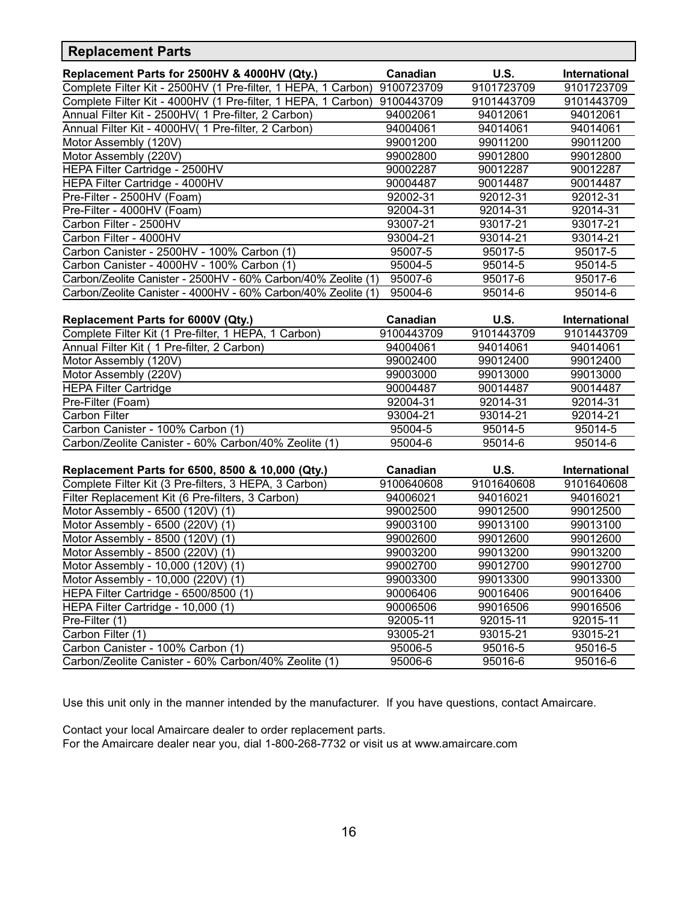## Replacement Parts

| Replacement Parts for 2500HV & 4000HV (Qty.) | Canadian | U.S. | International |
|---|---|---|---|
| Complete Filter Kit - 2500HV (1 Pre-filter, 1 HEPA, 1 Carbon) | 9100723709 | 9101723709 | 9101723709 |
| Complete Filter Kit - 4000HV (1 Pre-filter, 1 HEPA, 1 Carbon) | 9100443709 | 9101443709 | 9101443709 |
| Annual Filter Kit - 2500HV( 1 Pre-filter, 2 Carbon) | 94002061 | 94012061 | 94012061 |
| Annual Filter Kit - 4000HV( 1 Pre-filter, 2 Carbon) | 94004061 | 94014061 | 94014061 |
| Motor Assembly (120V) | 99001200 | 99011200 | 99011200 |
| Motor Assembly (220V) | 99002800 | 99012800 | 99012800 |
| HEPA Filter Cartridge - 2500HV | 90002287 | 90012287 | 90012287 |
| HEPA Filter Cartridge - 4000HV | 90004487 | 90014487 | 90014487 |
| Pre-Filter - 2500HV (Foam) | 92002-31 | 92012-31 | 92012-31 |
| Pre-Filter - 4000HV (Foam) | 92004-31 | 92014-31 | 92014-31 |
| Carbon Filter - 2500HV | 93007-21 | 93017-21 | 93017-21 |
| Carbon Filter - 4000HV | 93004-21 | 93014-21 | 93014-21 |
| Carbon Canister - 2500HV - 100% Carbon (1) | 95007-5 | 95017-5 | 95017-5 |
| Carbon Canister - 4000HV - 100% Carbon (1) | 95004-5 | 95014-5 | 95014-5 |
| Carbon/Zeolite Canister - 2500HV - 60% Carbon/40% Zeolite (1) | 95007-6 | 95017-6 | 95017-6 |
| Carbon/Zeolite Canister - 4000HV - 60% Carbon/40% Zeolite (1) | 95004-6 | 95014-6 | 95014-6 |

| Replacement Parts for 6000V (Qty.) | Canadian | U.S. | International |
|---|---|---|---|
| Complete Filter Kit (1 Pre-filter, 1 HEPA, 1 Carbon) | 9100443709 | 9101443709 | 9101443709 |
| Annual Filter Kit ( 1 Pre-filter, 2 Carbon) | 94004061 | 94014061 | 94014061 |
| Motor Assembly (120V) | 99002400 | 99012400 | 99012400 |
| Motor Assembly (220V) | 99003000 | 99013000 | 99013000 |
| HEPA Filter Cartridge | 90004487 | 90014487 | 90014487 |
| Pre-Filter (Foam) | 92004-31 | 92014-31 | 92014-31 |
| Carbon Filter | 93004-21 | 93014-21 | 92014-21 |
| Carbon Canister - 100% Carbon (1) | 95004-5 | 95014-5 | 95014-5 |
| Carbon/Zeolite Canister - 60% Carbon/40% Zeolite (1) | 95004-6 | 95014-6 | 95014-6 |

| Replacement Parts for 6500, 8500 & 10,000 (Qty.) | Canadian | U.S. | International |
|---|---|---|---|
| Complete Filter Kit (3 Pre-filters, 3 HEPA, 3 Carbon) | 9100640608 | 9101640608 | 9101640608 |
| Filter Replacement Kit (6 Pre-filters, 3 Carbon) | 94006021 | 94016021 | 94016021 |
| Motor Assembly - 6500 (120V) (1) | 99002500 | 99012500 | 99012500 |
| Motor Assembly - 6500 (220V) (1) | 99003100 | 99013100 | 99013100 |
| Motor Assembly - 8500 (120V) (1) | 99002600 | 99012600 | 99012600 |
| Motor Assembly - 8500 (220V) (1) | 99003200 | 99013200 | 99013200 |
| Motor Assembly - 10,000 (120V) (1) | 99002700 | 99012700 | 99012700 |
| Motor Assembly - 10,000 (220V) (1) | 99003300 | 99013300 | 99013300 |
| HEPA Filter Cartridge - 6500/8500 (1) | 90006406 | 90016406 | 90016406 |
| HEPA Filter Cartridge - 10,000 (1) | 90006506 | 99016506 | 99016506 |
| Pre-Filter (1) | 92005-11 | 92015-11 | 92015-11 |
| Carbon Filter (1) | 93005-21 | 93015-21 | 93015-21 |
| Carbon Canister - 100% Carbon (1) | 95006-5 | 95016-5 | 95016-5 |
| Carbon/Zeolite Canister - 60% Carbon/40% Zeolite (1) | 95006-6 | 95016-6 | 95016-6 |

Use this unit only in the manner intended by the manufacturer. If you have questions, contact Amaircare.

Contact your local Amaircare dealer to order replacement parts.
For the Amaircare dealer near you, dial 1-800-268-7732 or visit us at www.amaircare.com